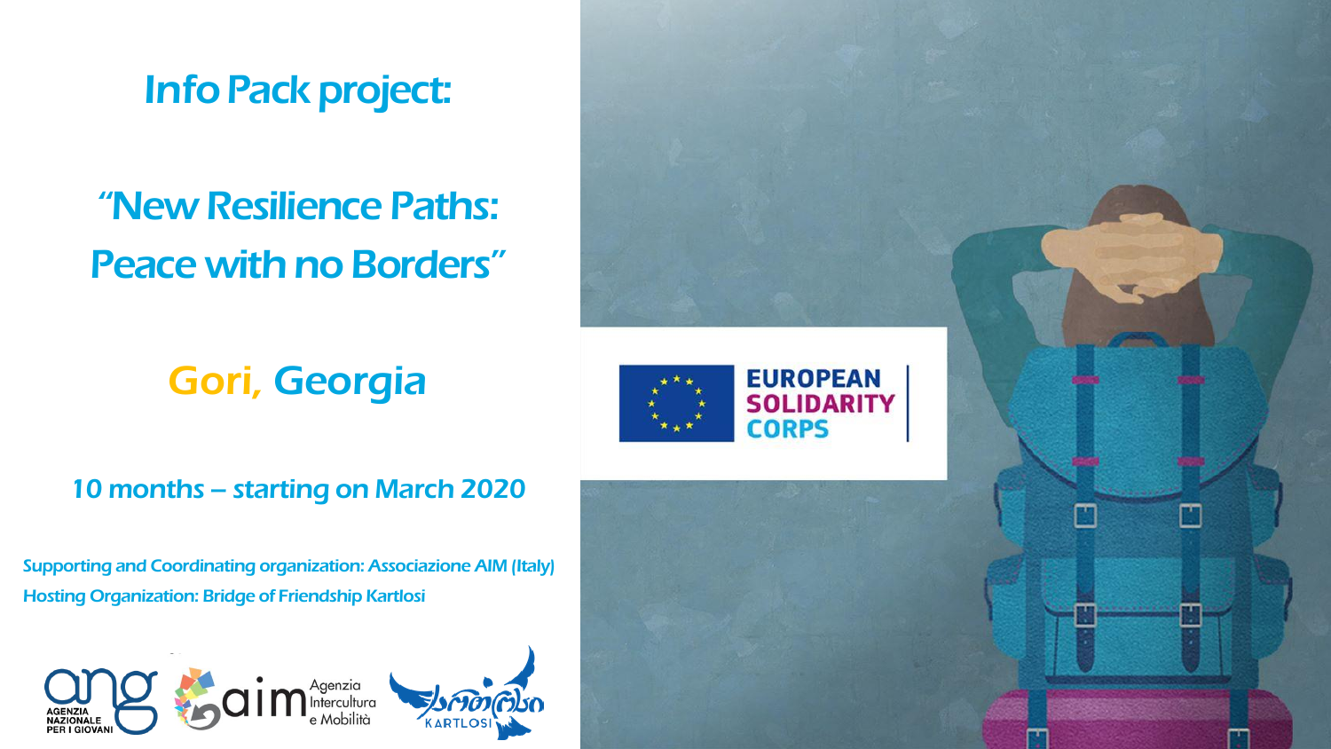# Info Pack project:

## "New Resilience Paths: Peace with no Borders"

## Gori, Georgia

10 months – starting on March 2020

Supporting and Coordinating organization: Associazione AIM (Italy)
Hosting Organization: Bridge of Friendship Kartlosi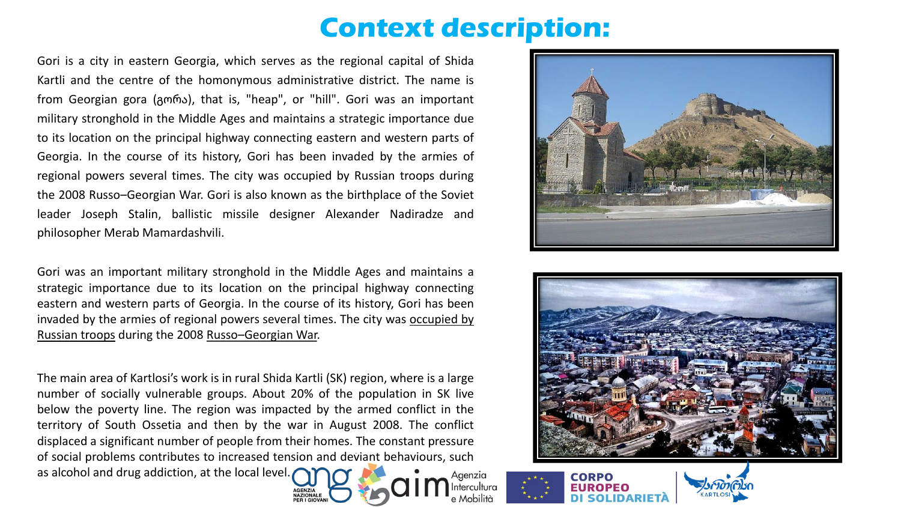# Context description:

Gori is a city in eastern Georgia, which serves as the regional capital of Shida Kartli and the centre of the homonymous administrative district. The name is from Georgian gora (გორა), that is, "heap", or "hill". Gori was an important military stronghold in the Middle Ages and maintains a strategic importance due to its location on the principal highway connecting eastern and western parts of Georgia. In the course of its history, Gori has been invaded by the armies of regional powers several times. The city was occupied by Russian troops during the 2008 Russo–Georgian War. Gori is also known as the birthplace of the Soviet leader Joseph Stalin, ballistic missile designer Alexander Nadiradze and philosopher Merab Mamardashvili.

Gori was an important military stronghold in the Middle Ages and maintains a strategic importance due to its location on the principal highway connecting eastern and western parts of Georgia. In the course of its history, Gori has been invaded by the armies of regional powers several times. The city was occupied by Russian troops during the 2008 Russo–Georgian War.

The main area of Kartlosi's work is in rural Shida Kartli (SK) region, where is a large number of socially vulnerable groups. About 20% of the population in SK live below the poverty line. The region was impacted by the armed conflict in the territory of South Ossetia and then by the war in August 2008. The conflict displaced a significant number of people from their homes. The constant pressure of social problems contributes to increased tension and deviant behaviours, such as alcohol and drug addiction, at the local level.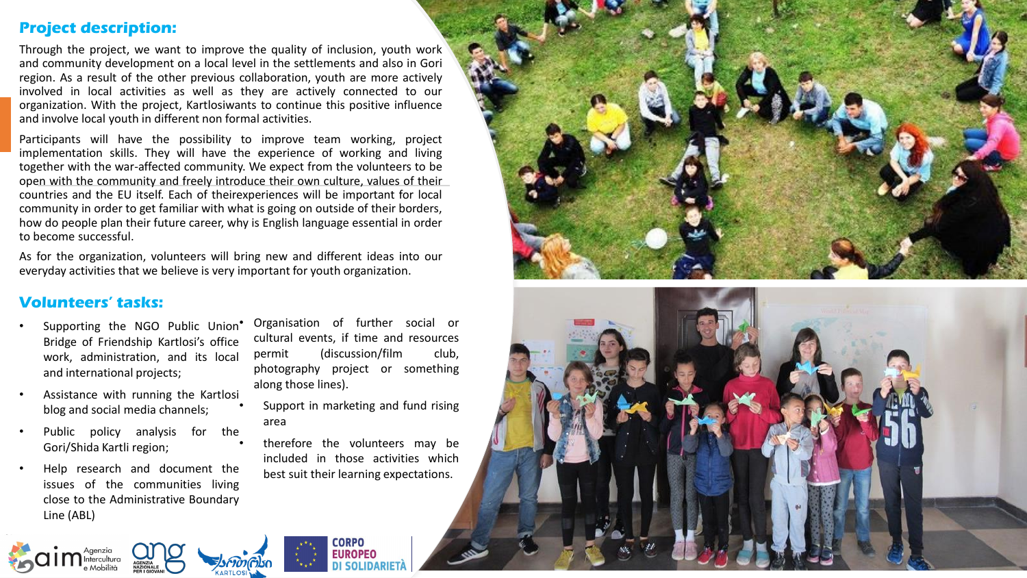## Project description:

Through the project, we want to improve the quality of inclusion, youth work and community development on a local level in the settlements and also in Gori region. As a result of the other previous collaboration, youth are more actively involved in local activities as well as they are actively connected to our organization. With the project, Kartlosiwants to continue this positive influence and involve local youth in different non formal activities.

Participants will have the possibility to improve team working, project implementation skills. They will have the experience of working and living together with the war-affected community. We expect from the volunteers to be open with the community and freely introduce their own culture, values of their countries and the EU itself. Each of theirexperiences will be important for local community in order to get familiar with what is going on outside of their borders, how do people plan their future career, why is English language essential in order to become successful.

As for the organization, volunteers will bring new and different ideas into our everyday activities that we believe is very important for youth organization.

## Volunteers' tasks:

- Supporting the NGO Public Union Bridge of Friendship Kartlosi's office work, administration, and its local and international projects;
- Assistance with running the Kartlosi blog and social media channels;
- Public policy analysis for the Gori/Shida Kartli region;
- Help research and document the issues of the communities living close to the Administrative Boundary Line (ABL)
- Organisation of further social or cultural events, if time and resources permit (discussion/film club, photography project or something along those lines).
- Support in marketing and fund rising area
- therefore the volunteers may be included in those activities which best suit their learning expectations.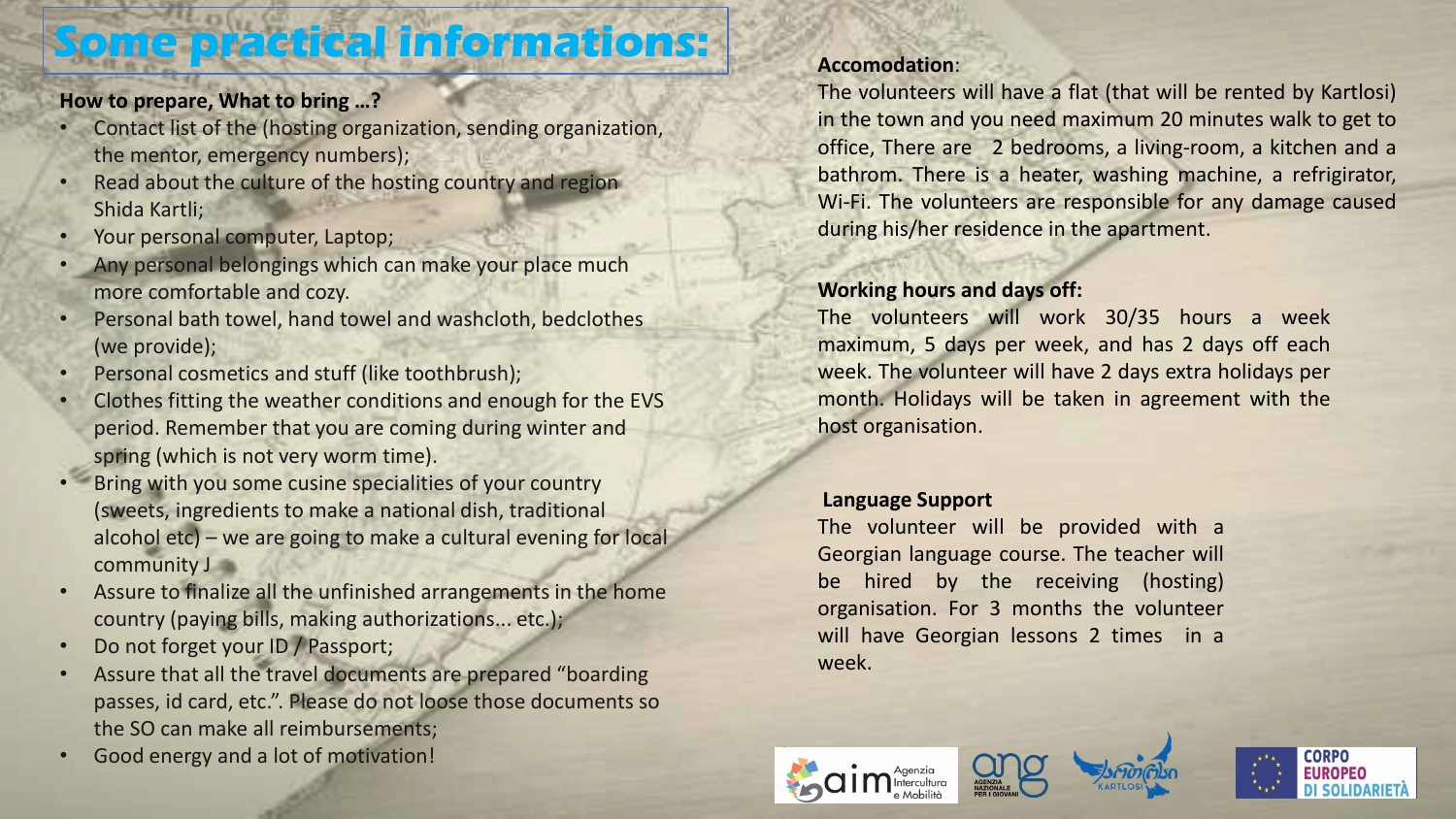# Some practical informations:

**How to prepare, What to bring …?**

- Contact list of the (hosting organization, sending organization, the mentor, emergency numbers);
- Read about the culture of the hosting country and region Shida Kartli;
- Your personal computer, Laptop;
- Any personal belongings which can make your place much more comfortable and cozy.
- Personal bath towel, hand towel and washcloth, bedclothes (we provide);
- Personal cosmetics and stuff (like toothbrush);
- Clothes fitting the weather conditions and enough for the EVS period. Remember that you are coming during winter and spring (which is not very worm time).
- Bring with you some cusine specialities of your country (sweets, ingredients to make a national dish, traditional alcohol etc) – we are going to make a cultural evening for local community J
- Assure to finalize all the unfinished arrangements in the home country (paying bills, making authorizations... etc.);
- Do not forget your ID / Passport;
- Assure that all the travel documents are prepared "boarding passes, id card, etc.". Please do not loose those documents so the SO can make all reimbursements;
- Good energy and a lot of motivation!

**Accomodation**:

The volunteers will have a flat (that will be rented by Kartlosi) in the town and you need maximum 20 minutes walk to get to office, There are 2 bedrooms, a living-room, a kitchen and a bathrom. There is a heater, washing machine, a refrigirator, Wi-Fi. The volunteers are responsible for any damage caused during his/her residence in the apartment.

**Working hours and days off:**

The volunteers will work 30/35 hours a week maximum, 5 days per week, and has 2 days off each week. The volunteer will have 2 days extra holidays per month. Holidays will be taken in agreement with the host organisation.

**Language Support**

The volunteer will be provided with a Georgian language course. The teacher will be hired by the receiving (hosting) organisation. For 3 months the volunteer will have Georgian lessons 2 times in a week.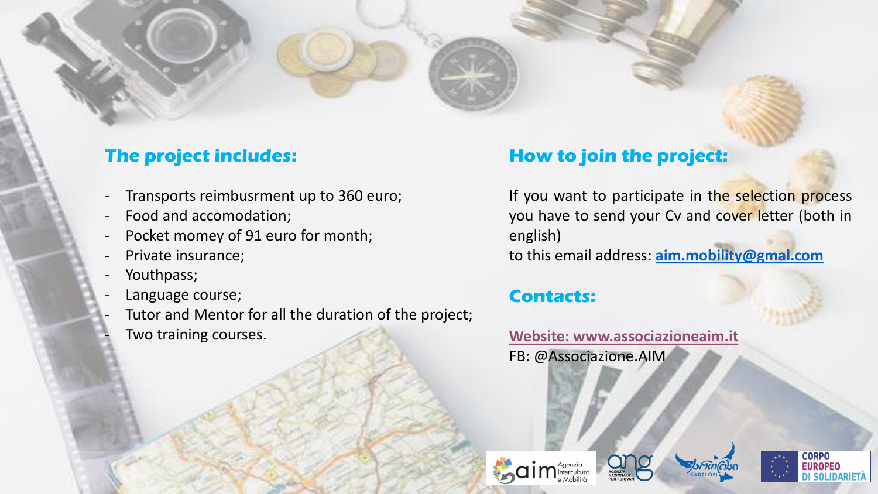## The project includes:

- Transports reimbusrment up to 360 euro;
- Food and accomodation;
- Pocket momey of 91 euro for month;
- Private insurance;
- Youthpass;
- Language course;
- Tutor and Mentor for all the duration of the project;
- Two training courses.

## How to join the project:

If you want to participate in the selection process you have to send your Cv and cover letter (both in english)
to this email address: **aim.mobility@gmal.com**

## Contacts:

**Website: www.associazioneaim.it**
FB: @Associazione.AIM

aim Agenzia Intercultura e Mobilità

ang AGENZIA NAZIONALE PER I GIOVANI

KARTLOSI

CORPO EUROPEO DI SOLIDARIETÀ